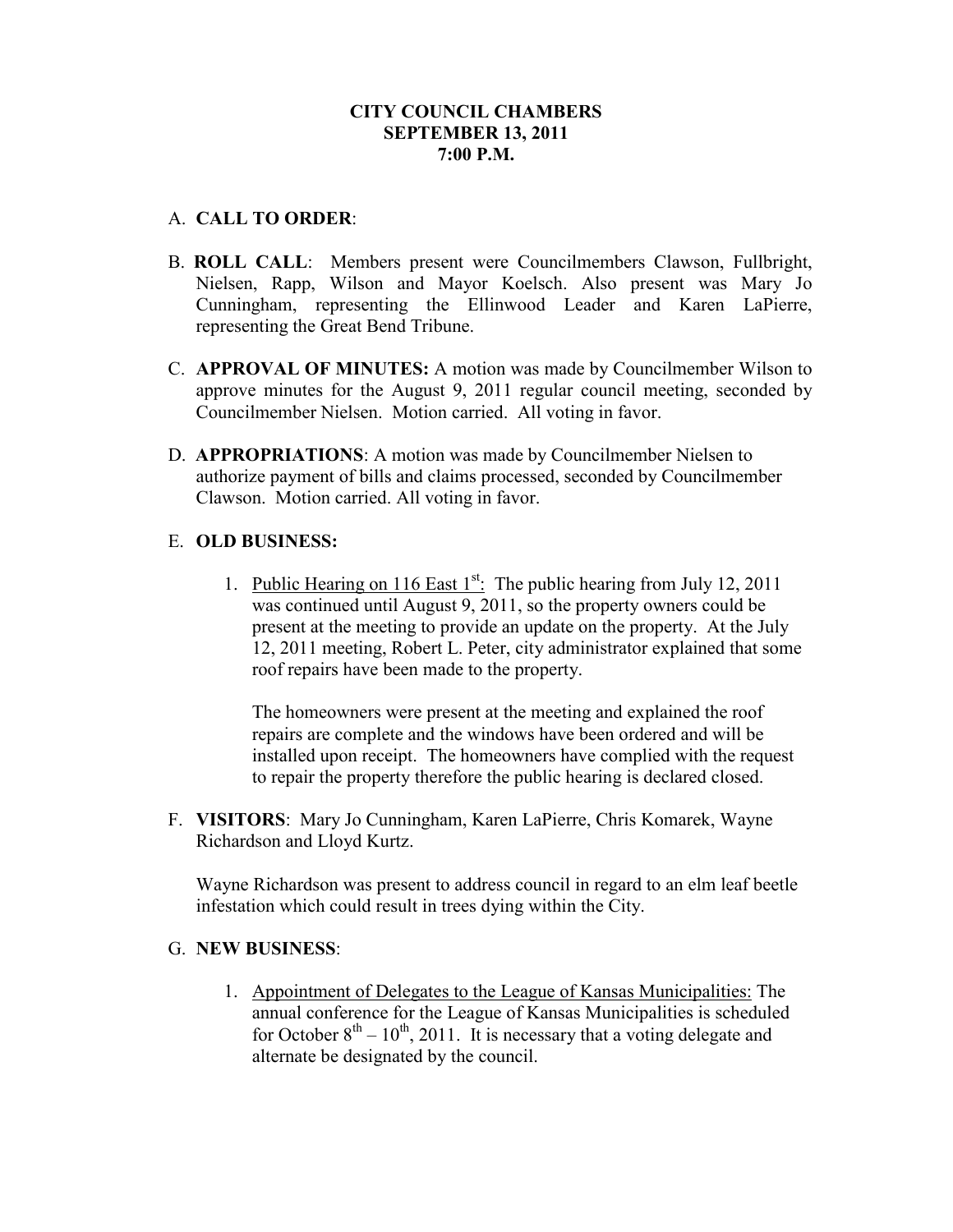# CITY COUNCIL CHAMBERS
# SEPTEMBER 13, 2011
# 7:00 P.M.

A. **CALL TO ORDER**:

B. **ROLL CALL**: Members present were Councilmembers Clawson, Fullbright, Nielsen, Rapp, Wilson and Mayor Koelsch. Also present was Mary Jo Cunningham, representing the Ellinwood Leader and Karen LaPierre, representing the Great Bend Tribune.

C. **APPROVAL OF MINUTES:** A motion was made by Councilmember Wilson to approve minutes for the August 9, 2011 regular council meeting, seconded by Councilmember Nielsen. Motion carried. All voting in favor.

D. **APPROPRIATIONS**: A motion was made by Councilmember Nielsen to authorize payment of bills and claims processed, seconded by Councilmember Clawson. Motion carried. All voting in favor.

E. **OLD BUSINESS:**

1. Public Hearing on 116 East 1st: The public hearing from July 12, 2011 was continued until August 9, 2011, so the property owners could be present at the meeting to provide an update on the property. At the July 12, 2011 meeting, Robert L. Peter, city administrator explained that some roof repairs have been made to the property.

   The homeowners were present at the meeting and explained the roof repairs are complete and the windows have been ordered and will be installed upon receipt. The homeowners have complied with the request to repair the property therefore the public hearing is declared closed.

F. **VISITORS**: Mary Jo Cunningham, Karen LaPierre, Chris Komarek, Wayne Richardson and Lloyd Kurtz.

   Wayne Richardson was present to address council in regard to an elm leaf beetle infestation which could result in trees dying within the City.

G. **NEW BUSINESS**:

1. Appointment of Delegates to the League of Kansas Municipalities: The annual conference for the League of Kansas Municipalities is scheduled for October 8th – 10th, 2011. It is necessary that a voting delegate and alternate be designated by the council.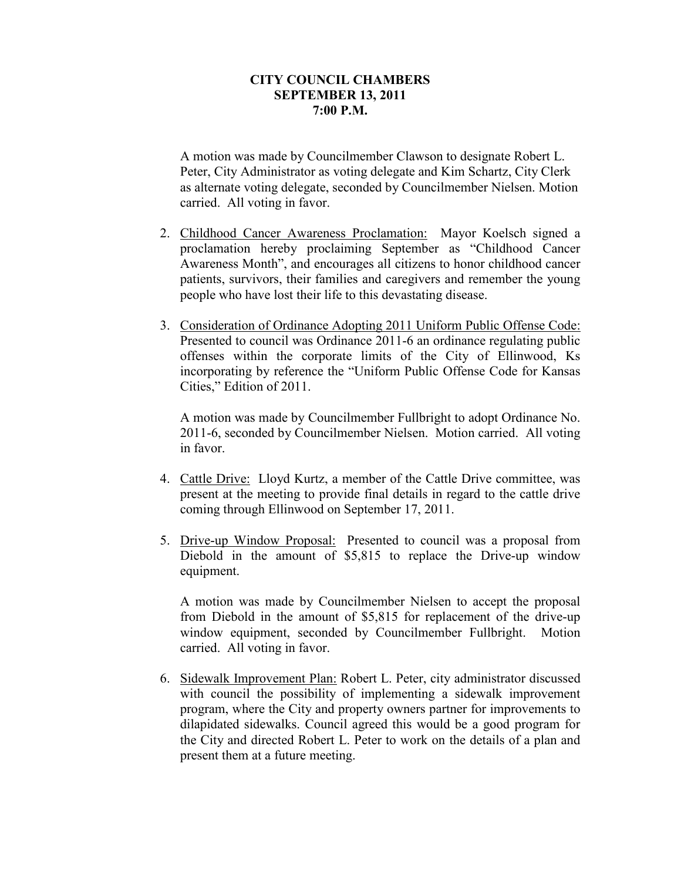**CITY COUNCIL CHAMBERS**
**SEPTEMBER 13, 2011**
**7:00 P.M.**

A motion was made by Councilmember Clawson to designate Robert L. Peter, City Administrator as voting delegate and Kim Schartz, City Clerk as alternate voting delegate, seconded by Councilmember Nielsen. Motion carried. All voting in favor.

2. Childhood Cancer Awareness Proclamation: Mayor Koelsch signed a proclamation hereby proclaiming September as "Childhood Cancer Awareness Month", and encourages all citizens to honor childhood cancer patients, survivors, their families and caregivers and remember the young people who have lost their life to this devastating disease.

3. Consideration of Ordinance Adopting 2011 Uniform Public Offense Code: Presented to council was Ordinance 2011-6 an ordinance regulating public offenses within the corporate limits of the City of Ellinwood, Ks incorporating by reference the "Uniform Public Offense Code for Kansas Cities," Edition of 2011.

   A motion was made by Councilmember Fullbright to adopt Ordinance No. 2011-6, seconded by Councilmember Nielsen. Motion carried. All voting in favor.

4. Cattle Drive: Lloyd Kurtz, a member of the Cattle Drive committee, was present at the meeting to provide final details in regard to the cattle drive coming through Ellinwood on September 17, 2011.

5. Drive-up Window Proposal: Presented to council was a proposal from Diebold in the amount of $5,815 to replace the Drive-up window equipment.

   A motion was made by Councilmember Nielsen to accept the proposal from Diebold in the amount of $5,815 for replacement of the drive-up window equipment, seconded by Councilmember Fullbright. Motion carried. All voting in favor.

6. Sidewalk Improvement Plan: Robert L. Peter, city administrator discussed with council the possibility of implementing a sidewalk improvement program, where the City and property owners partner for improvements to dilapidated sidewalks. Council agreed this would be a good program for the City and directed Robert L. Peter to work on the details of a plan and present them at a future meeting.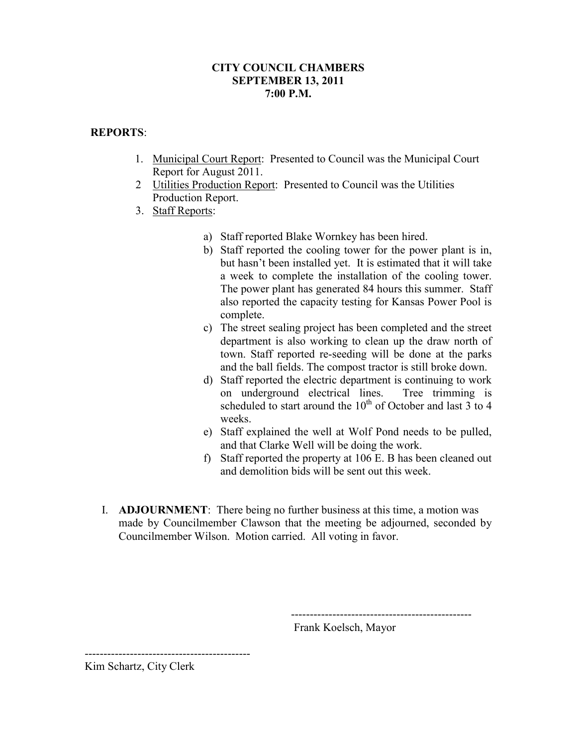**CITY COUNCIL CHAMBERS**
**SEPTEMBER 13, 2011**
**7:00 P.M.**

**REPORTS**:

1. Municipal Court Report: Presented to Council was the Municipal Court Report for August 2011.
2. Utilities Production Report: Presented to Council was the Utilities Production Report.
3. Staff Reports:

   a) Staff reported Blake Wornkey has been hired.
   b) Staff reported the cooling tower for the power plant is in, but hasn't been installed yet. It is estimated that it will take a week to complete the installation of the cooling tower. The power plant has generated 84 hours this summer. Staff also reported the capacity testing for Kansas Power Pool is complete.
   c) The street sealing project has been completed and the street department is also working to clean up the draw north of town. Staff reported re-seeding will be done at the parks and the ball fields. The compost tractor is still broke down.
   d) Staff reported the electric department is continuing to work on underground electrical lines. Tree trimming is scheduled to start around the 10th of October and last 3 to 4 weeks.
   e) Staff explained the well at Wolf Pond needs to be pulled, and that Clarke Well will be doing the work.
   f) Staff reported the property at 106 E. B has been cleaned out and demolition bids will be sent out this week.

I. **ADJOURNMENT**: There being no further business at this time, a motion was made by Councilmember Clawson that the meeting be adjourned, seconded by Councilmember Wilson. Motion carried. All voting in favor.

------------------------------------------------
Frank Koelsch, Mayor

--------------------------------------------
Kim Schartz, City Clerk